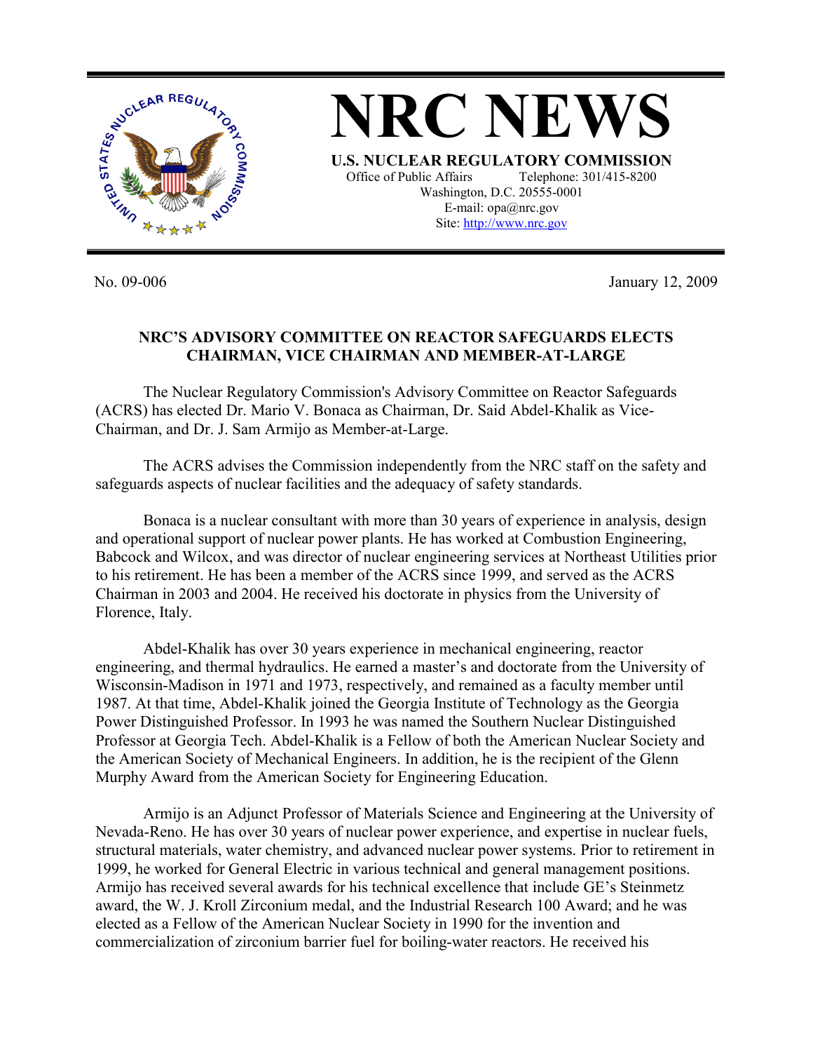# NRC NEWS

**U.S. NUCLEAR REGULATORY COMMISSION**

Office of Public Affairs Telephone: 301/415-8200
Washington, D.C. 20555-0001
E-mail: opa@nrc.gov
Site: http://www.nrc.gov

No. 09-006 January 12, 2009

## NRC'S ADVISORY COMMITTEE ON REACTOR SAFEGUARDS ELECTS CHAIRMAN, VICE CHAIRMAN AND MEMBER-AT-LARGE

The Nuclear Regulatory Commission's Advisory Committee on Reactor Safeguards (ACRS) has elected Dr. Mario V. Bonaca as Chairman, Dr. Said Abdel-Khalik as Vice-Chairman, and Dr. J. Sam Armijo as Member-at-Large.

The ACRS advises the Commission independently from the NRC staff on the safety and safeguards aspects of nuclear facilities and the adequacy of safety standards.

Bonaca is a nuclear consultant with more than 30 years of experience in analysis, design and operational support of nuclear power plants. He has worked at Combustion Engineering, Babcock and Wilcox, and was director of nuclear engineering services at Northeast Utilities prior to his retirement. He has been a member of the ACRS since 1999, and served as the ACRS Chairman in 2003 and 2004. He received his doctorate in physics from the University of Florence, Italy.

Abdel-Khalik has over 30 years experience in mechanical engineering, reactor engineering, and thermal hydraulics. He earned a master's and doctorate from the University of Wisconsin-Madison in 1971 and 1973, respectively, and remained as a faculty member until 1987. At that time, Abdel-Khalik joined the Georgia Institute of Technology as the Georgia Power Distinguished Professor. In 1993 he was named the Southern Nuclear Distinguished Professor at Georgia Tech. Abdel-Khalik is a Fellow of both the American Nuclear Society and the American Society of Mechanical Engineers. In addition, he is the recipient of the Glenn Murphy Award from the American Society for Engineering Education.

Armijo is an Adjunct Professor of Materials Science and Engineering at the University of Nevada-Reno. He has over 30 years of nuclear power experience, and expertise in nuclear fuels, structural materials, water chemistry, and advanced nuclear power systems. Prior to retirement in 1999, he worked for General Electric in various technical and general management positions. Armijo has received several awards for his technical excellence that include GE's Steinmetz award, the W. J. Kroll Zirconium medal, and the Industrial Research 100 Award; and he was elected as a Fellow of the American Nuclear Society in 1990 for the invention and commercialization of zirconium barrier fuel for boiling-water reactors. He received his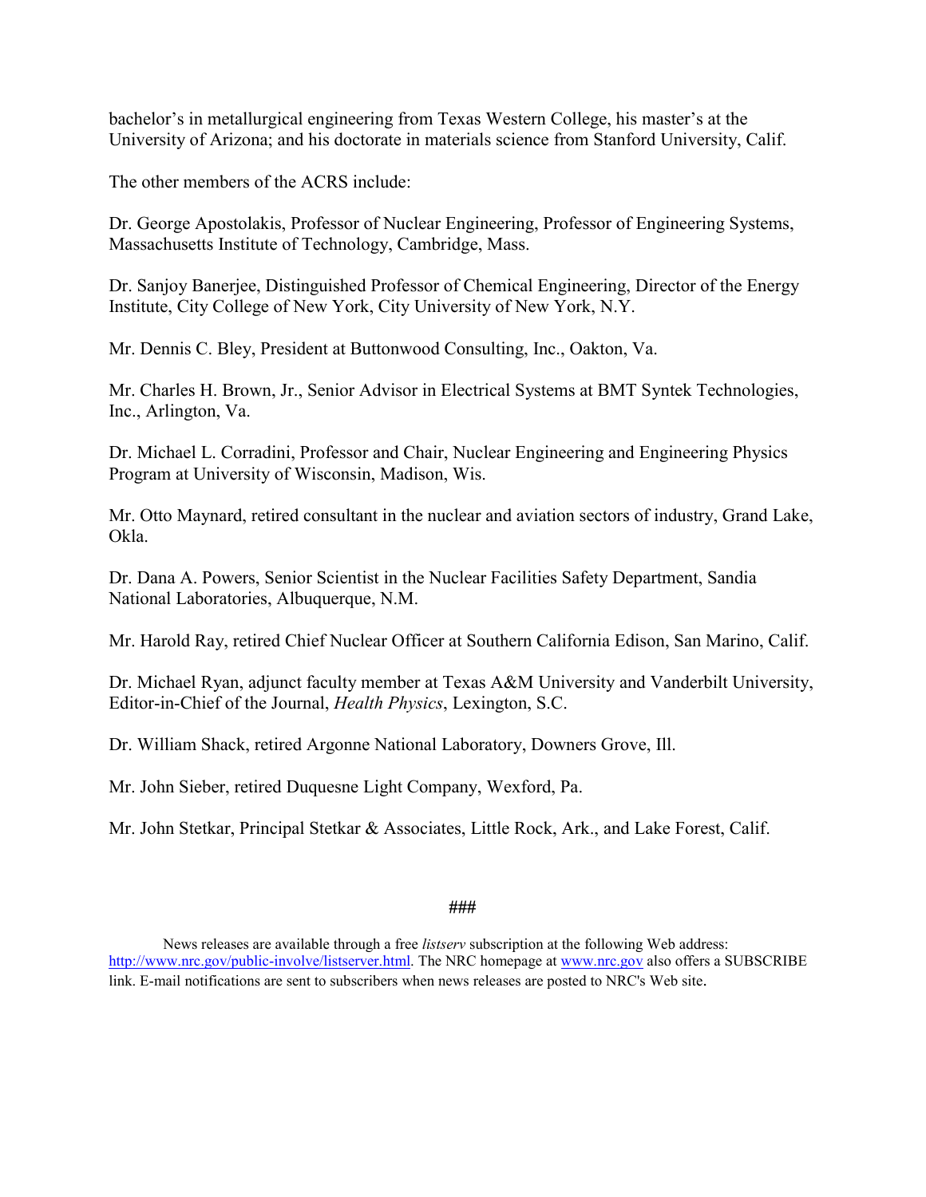bachelor's in metallurgical engineering from Texas Western College, his master's at the University of Arizona; and his doctorate in materials science from Stanford University, Calif.

The other members of the ACRS include:

Dr. George Apostolakis, Professor of Nuclear Engineering, Professor of Engineering Systems, Massachusetts Institute of Technology, Cambridge, Mass.

Dr. Sanjoy Banerjee, Distinguished Professor of Chemical Engineering, Director of the Energy Institute, City College of New York, City University of New York, N.Y.

Mr. Dennis C. Bley, President at Buttonwood Consulting, Inc., Oakton, Va.

Mr. Charles H. Brown, Jr., Senior Advisor in Electrical Systems at BMT Syntek Technologies, Inc., Arlington, Va.

Dr. Michael L. Corradini, Professor and Chair, Nuclear Engineering and Engineering Physics Program at University of Wisconsin, Madison, Wis.

Mr. Otto Maynard, retired consultant in the nuclear and aviation sectors of industry, Grand Lake, Okla.

Dr. Dana A. Powers, Senior Scientist in the Nuclear Facilities Safety Department, Sandia National Laboratories, Albuquerque, N.M.

Mr. Harold Ray, retired Chief Nuclear Officer at Southern California Edison, San Marino, Calif.

Dr. Michael Ryan, adjunct faculty member at Texas A&M University and Vanderbilt University, Editor-in-Chief of the Journal, *Health Physics*, Lexington, S.C.

Dr. William Shack, retired Argonne National Laboratory, Downers Grove, Ill.

Mr. John Sieber, retired Duquesne Light Company, Wexford, Pa.

Mr. John Stetkar, Principal Stetkar & Associates, Little Rock, Ark., and Lake Forest, Calif.

###

News releases are available through a free *listserv* subscription at the following Web address: http://www.nrc.gov/public-involve/listserver.html. The NRC homepage at www.nrc.gov also offers a SUBSCRIBE link. E-mail notifications are sent to subscribers when news releases are posted to NRC's Web site.